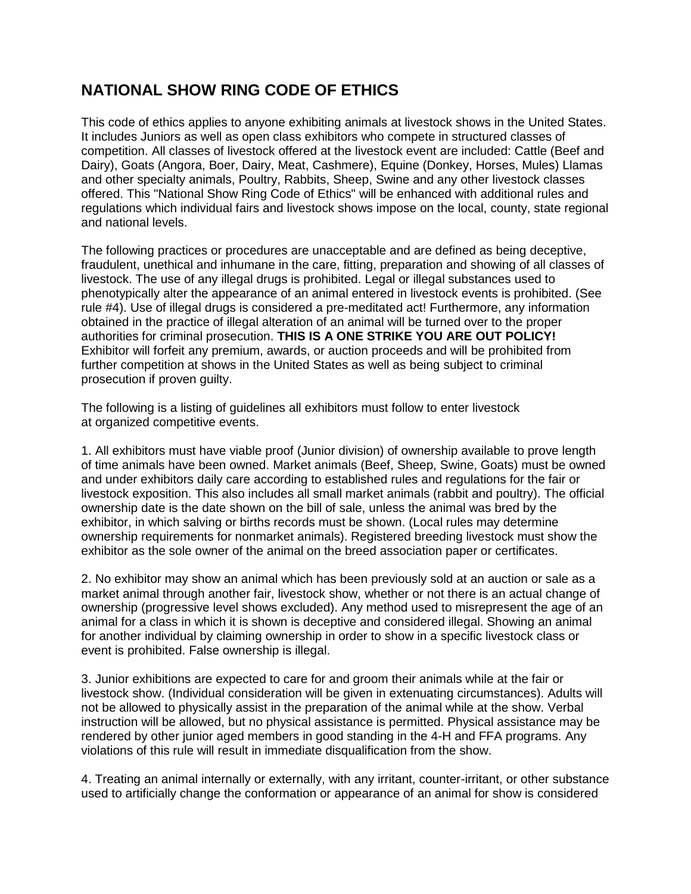## NATIONAL SHOW RING CODE OF ETHICS

This code of ethics applies to anyone exhibiting animals at livestock shows in the United States. It includes Juniors as well as open class exhibitors who compete in structured classes of competition. All classes of livestock offered at the livestock event are included: Cattle (Beef and Dairy), Goats (Angora, Boer, Dairy, Meat, Cashmere), Equine (Donkey, Horses, Mules) Llamas and other specialty animals, Poultry, Rabbits, Sheep, Swine and any other livestock classes offered. This "National Show Ring Code of Ethics" will be enhanced with additional rules and regulations which individual fairs and livestock shows impose on the local, county, state regional and national levels.

The following practices or procedures are unacceptable and are defined as being deceptive, fraudulent, unethical and inhumane in the care, fitting, preparation and showing of all classes of livestock. The use of any illegal drugs is prohibited. Legal or illegal substances used to phenotypically alter the appearance of an animal entered in livestock events is prohibited. (See rule #4). Use of illegal drugs is considered a pre-meditated act! Furthermore, any information obtained in the practice of illegal alteration of an animal will be turned over to the proper authorities for criminal prosecution. **THIS IS A ONE STRIKE YOU ARE OUT POLICY!** Exhibitor will forfeit any premium, awards, or auction proceeds and will be prohibited from further competition at shows in the United States as well as being subject to criminal prosecution if proven guilty.

The following is a listing of guidelines all exhibitors must follow to enter livestock at organized competitive events.

1. All exhibitors must have viable proof (Junior division) of ownership available to prove length of time animals have been owned. Market animals (Beef, Sheep, Swine, Goats) must be owned and under exhibitors daily care according to established rules and regulations for the fair or livestock exposition. This also includes all small market animals (rabbit and poultry). The official ownership date is the date shown on the bill of sale, unless the animal was bred by the exhibitor, in which salving or births records must be shown. (Local rules may determine ownership requirements for nonmarket animals). Registered breeding livestock must show the exhibitor as the sole owner of the animal on the breed association paper or certificates.

2. No exhibitor may show an animal which has been previously sold at an auction or sale as a market animal through another fair, livestock show, whether or not there is an actual change of ownership (progressive level shows excluded). Any method used to misrepresent the age of an animal for a class in which it is shown is deceptive and considered illegal. Showing an animal for another individual by claiming ownership in order to show in a specific livestock class or event is prohibited. False ownership is illegal.

3. Junior exhibitions are expected to care for and groom their animals while at the fair or livestock show. (Individual consideration will be given in extenuating circumstances). Adults will not be allowed to physically assist in the preparation of the animal while at the show. Verbal instruction will be allowed, but no physical assistance is permitted. Physical assistance may be rendered by other junior aged members in good standing in the 4-H and FFA programs. Any violations of this rule will result in immediate disqualification from the show.

4. Treating an animal internally or externally, with any irritant, counter-irritant, or other substance used to artificially change the conformation or appearance of an animal for show is considered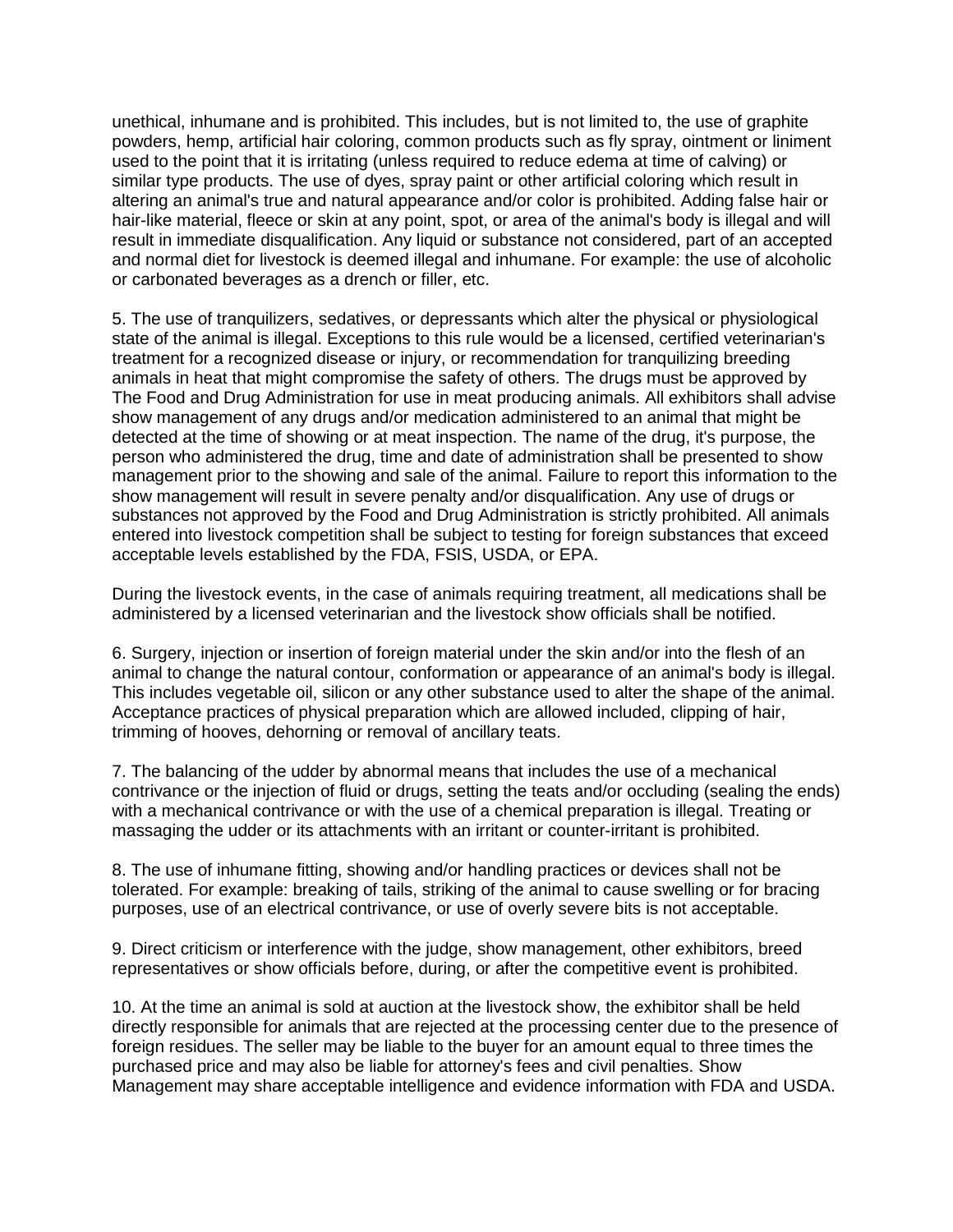unethical, inhumane and is prohibited. This includes, but is not limited to, the use of graphite powders, hemp, artificial hair coloring, common products such as fly spray, ointment or liniment used to the point that it is irritating (unless required to reduce edema at time of calving) or similar type products. The use of dyes, spray paint or other artificial coloring which result in altering an animal's true and natural appearance and/or color is prohibited. Adding false hair or hair-like material, fleece or skin at any point, spot, or area of the animal's body is illegal and will result in immediate disqualification. Any liquid or substance not considered, part of an accepted and normal diet for livestock is deemed illegal and inhumane. For example: the use of alcoholic or carbonated beverages as a drench or filler, etc.

5. The use of tranquilizers, sedatives, or depressants which alter the physical or physiological state of the animal is illegal. Exceptions to this rule would be a licensed, certified veterinarian's treatment for a recognized disease or injury, or recommendation for tranquilizing breeding animals in heat that might compromise the safety of others. The drugs must be approved by The Food and Drug Administration for use in meat producing animals. All exhibitors shall advise show management of any drugs and/or medication administered to an animal that might be detected at the time of showing or at meat inspection. The name of the drug, it's purpose, the person who administered the drug, time and date of administration shall be presented to show management prior to the showing and sale of the animal. Failure to report this information to the show management will result in severe penalty and/or disqualification. Any use of drugs or substances not approved by the Food and Drug Administration is strictly prohibited. All animals entered into livestock competition shall be subject to testing for foreign substances that exceed acceptable levels established by the FDA, FSIS, USDA, or EPA.

During the livestock events, in the case of animals requiring treatment, all medications shall be administered by a licensed veterinarian and the livestock show officials shall be notified.

6. Surgery, injection or insertion of foreign material under the skin and/or into the flesh of an animal to change the natural contour, conformation or appearance of an animal's body is illegal. This includes vegetable oil, silicon or any other substance used to alter the shape of the animal. Acceptance practices of physical preparation which are allowed included, clipping of hair, trimming of hooves, dehorning or removal of ancillary teats.

7. The balancing of the udder by abnormal means that includes the use of a mechanical contrivance or the injection of fluid or drugs, setting the teats and/or occluding (sealing the ends) with a mechanical contrivance or with the use of a chemical preparation is illegal. Treating or massaging the udder or its attachments with an irritant or counter-irritant is prohibited.

8. The use of inhumane fitting, showing and/or handling practices or devices shall not be tolerated. For example: breaking of tails, striking of the animal to cause swelling or for bracing purposes, use of an electrical contrivance, or use of overly severe bits is not acceptable.

9. Direct criticism or interference with the judge, show management, other exhibitors, breed representatives or show officials before, during, or after the competitive event is prohibited.

10. At the time an animal is sold at auction at the livestock show, the exhibitor shall be held directly responsible for animals that are rejected at the processing center due to the presence of foreign residues. The seller may be liable to the buyer for an amount equal to three times the purchased price and may also be liable for attorney's fees and civil penalties. Show Management may share acceptable intelligence and evidence information with FDA and USDA.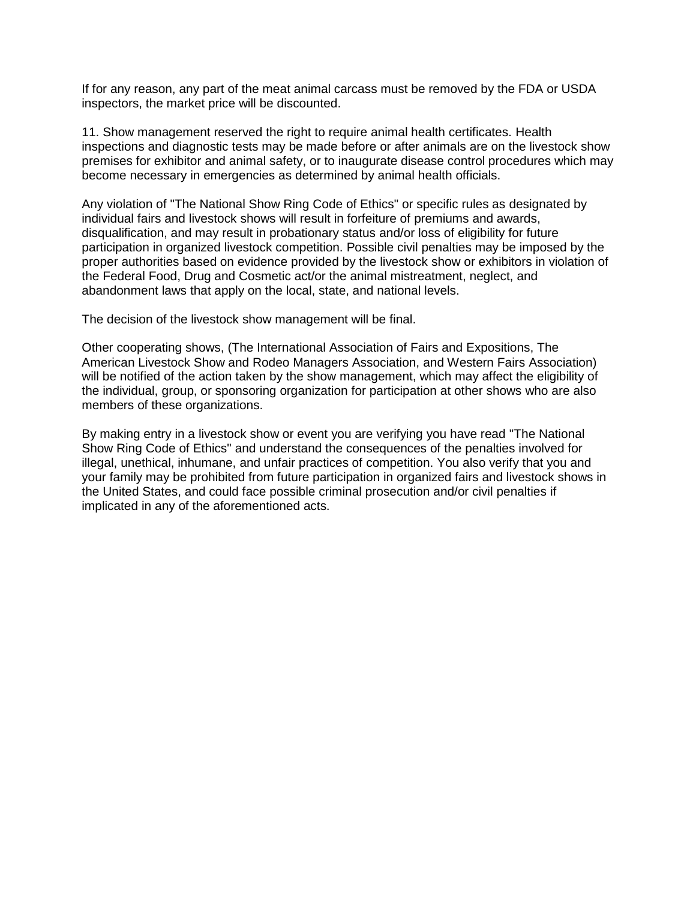If for any reason, any part of the meat animal carcass must be removed by the FDA or USDA inspectors, the market price will be discounted.

11. Show management reserved the right to require animal health certificates. Health inspections and diagnostic tests may be made before or after animals are on the livestock show premises for exhibitor and animal safety, or to inaugurate disease control procedures which may become necessary in emergencies as determined by animal health officials.

Any violation of "The National Show Ring Code of Ethics" or specific rules as designated by individual fairs and livestock shows will result in forfeiture of premiums and awards, disqualification, and may result in probationary status and/or loss of eligibility for future participation in organized livestock competition. Possible civil penalties may be imposed by the proper authorities based on evidence provided by the livestock show or exhibitors in violation of the Federal Food, Drug and Cosmetic act/or the animal mistreatment, neglect, and abandonment laws that apply on the local, state, and national levels.

The decision of the livestock show management will be final.

Other cooperating shows, (The International Association of Fairs and Expositions, The American Livestock Show and Rodeo Managers Association, and Western Fairs Association) will be notified of the action taken by the show management, which may affect the eligibility of the individual, group, or sponsoring organization for participation at other shows who are also members of these organizations.

By making entry in a livestock show or event you are verifying you have read "The National Show Ring Code of Ethics" and understand the consequences of the penalties involved for illegal, unethical, inhumane, and unfair practices of competition. You also verify that you and your family may be prohibited from future participation in organized fairs and livestock shows in the United States, and could face possible criminal prosecution and/or civil penalties if implicated in any of the aforementioned acts.